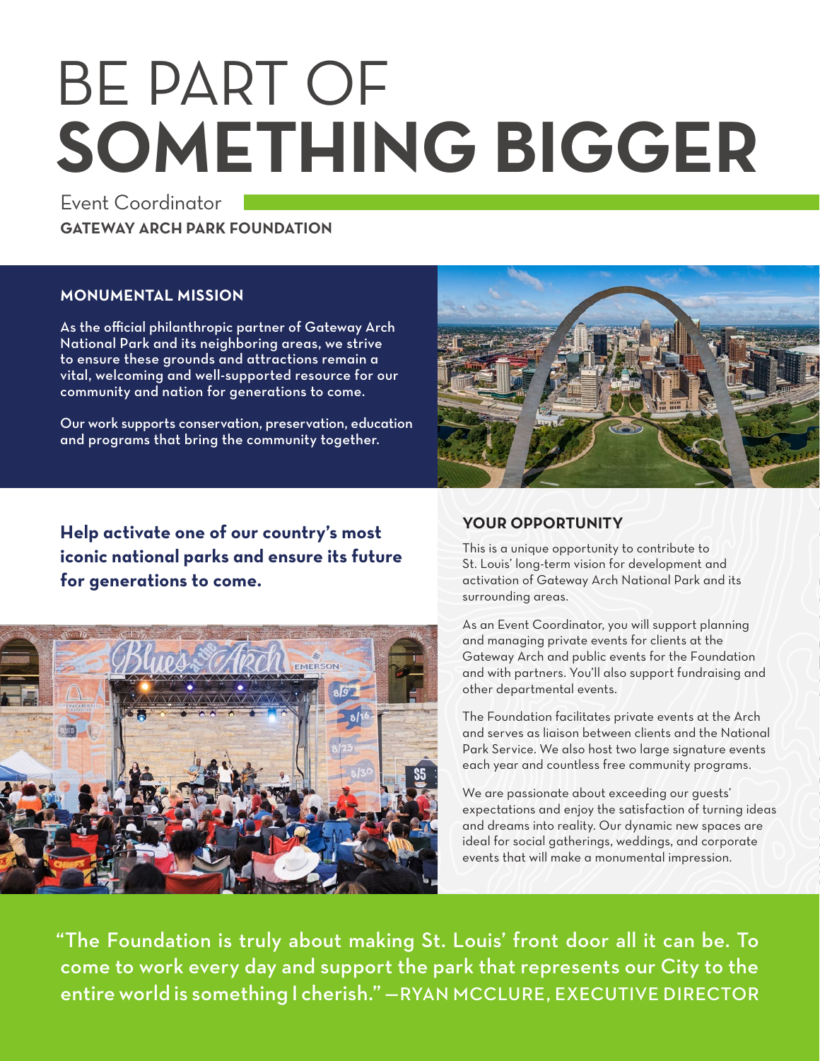# BE PART OF **SOMETHING BIGGER**

Event Coordinator

**GATEWAY ARCH PARK FOUNDATION**

## MONUMENTAL MISSION

As the official philanthropic partner of Gateway Arch National Park and its neighboring areas, we strive to ensure these grounds and attractions remain a vital, welcoming and well-supported resource for our community and nation for generations to come.

Our work supports conservation, preservation, education and programs that bring the community together.

**Help activate one of our country's most iconic national parks and ensure its future for generations to come.**

## YOUR OPPORTUNITY

This is a unique opportunity to contribute to St. Louis' long-term vision for development and activation of Gateway Arch National Park and its surrounding areas.

As an Event Coordinator, you will support planning and managing private events for clients at the Gateway Arch and public events for the Foundation and with partners. You'll also support fundraising and other departmental events.

The Foundation facilitates private events at the Arch and serves as liaison between clients and the National Park Service. We also host two large signature events each year and countless free community programs.

We are passionate about exceeding our guests' expectations and enjoy the satisfaction of turning ideas and dreams into reality. Our dynamic new spaces are ideal for social gatherings, weddings, and corporate events that will make a monumental impression.

"The Foundation is truly about making St. Louis' front door all it can be. To come to work every day and support the park that represents our City to the entire world is something I cherish." —RYAN MCCLURE, EXECUTIVE DIRECTOR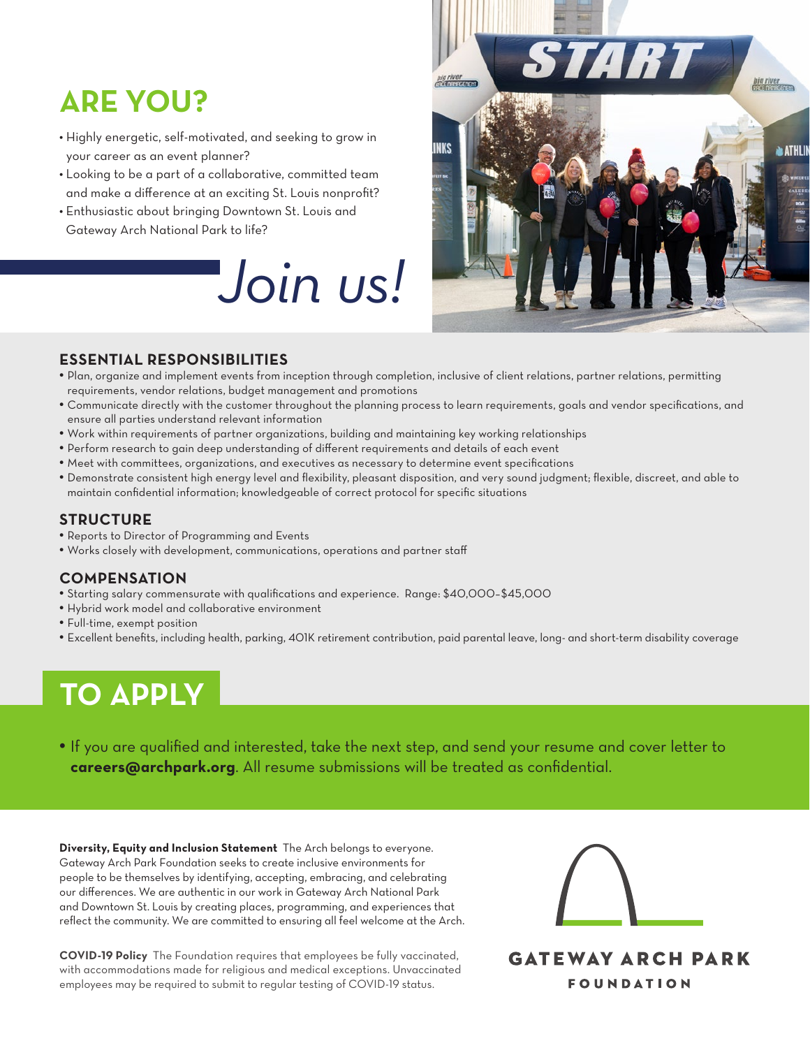# ARE YOU?

- Highly energetic, self-motivated, and seeking to grow in your career as an event planner?
- Looking to be a part of a collaborative, committed team and make a difference at an exciting St. Louis nonprofit?
- Enthusiastic about bringing Downtown St. Louis and Gateway Arch National Park to life?

*Join us!*

## ESSENTIAL RESPONSIBILITIES

- Plan, organize and implement events from inception through completion, inclusive of client relations, partner relations, permitting requirements, vendor relations, budget management and promotions
- Communicate directly with the customer throughout the planning process to learn requirements, goals and vendor specifications, and ensure all parties understand relevant information
- Work within requirements of partner organizations, building and maintaining key working relationships
- Perform research to gain deep understanding of different requirements and details of each event
- Meet with committees, organizations, and executives as necessary to determine event specifications
- Demonstrate consistent high energy level and flexibility, pleasant disposition, and very sound judgment; flexible, discreet, and able to maintain confidential information; knowledgeable of correct protocol for specific situations

## STRUCTURE

- Reports to Director of Programming and Events
- Works closely with development, communications, operations and partner staff

## COMPENSATION

- Starting salary commensurate with qualifications and experience. Range: $40,000–$45,000
- Hybrid work model and collaborative environment
- Full-time, exempt position
- Excellent benefits, including health, parking, 401K retirement contribution, paid parental leave, long- and short-term disability coverage

# TO APPLY

- If you are qualified and interested, take the next step, and send your resume and cover letter to **careers@archpark.org**. All resume submissions will be treated as confidential.

**Diversity, Equity and Inclusion Statement** The Arch belongs to everyone. Gateway Arch Park Foundation seeks to create inclusive environments for people to be themselves by identifying, accepting, embracing, and celebrating our differences. We are authentic in our work in Gateway Arch National Park and Downtown St. Louis by creating places, programming, and experiences that reflect the community. We are committed to ensuring all feel welcome at the Arch.

**COVID-19 Policy** The Foundation requires that employees be fully vaccinated, with accommodations made for religious and medical exceptions. Unvaccinated employees may be required to submit to regular testing of COVID-19 status.

GATEWAY ARCH PARK FOUNDATION